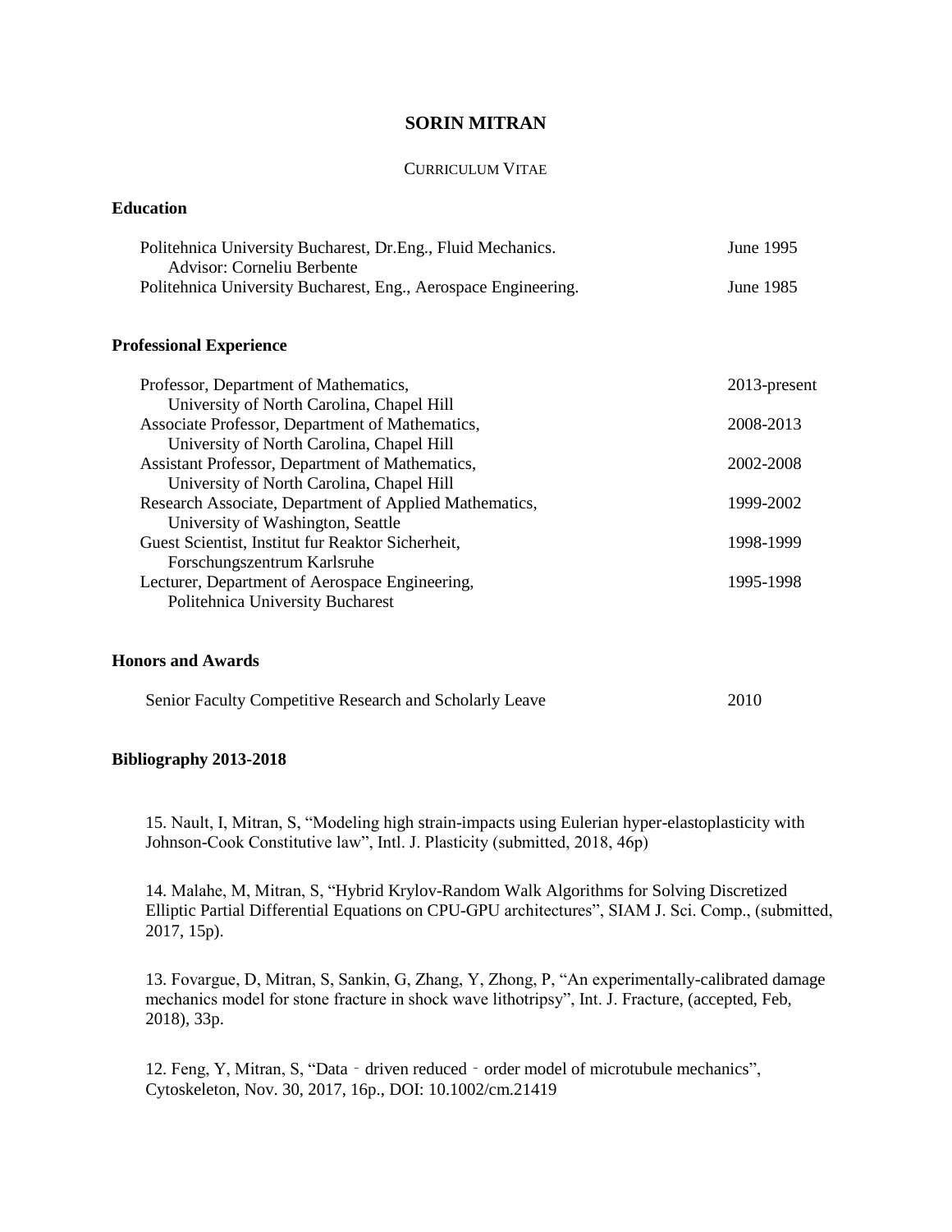# SORIN MITRAN

CURRICULUM VITAE

## Education

| | |
|---|---|
| Politehnica University Bucharest, Dr.Eng., Fluid Mechanics. Advisor: Corneliu Berbente | June 1995 |
| Politehnica University Bucharest, Eng., Aerospace Engineering. | June 1985 |

## Professional Experience

| | |
|---|---|
| Professor, Department of Mathematics, University of North Carolina, Chapel Hill | 2013-present |
| Associate Professor, Department of Mathematics, University of North Carolina, Chapel Hill | 2008-2013 |
| Assistant Professor, Department of Mathematics, University of North Carolina, Chapel Hill | 2002-2008 |
| Research Associate, Department of Applied Mathematics, University of Washington, Seattle | 1999-2002 |
| Guest Scientist, Institut fur Reaktor Sicherheit, Forschungszentrum Karlsruhe | 1998-1999 |
| Lecturer, Department of Aerospace Engineering, Politehnica University Bucharest | 1995-1998 |

## Honors and Awards

| | |
|---|---|
| Senior Faculty Competitive Research and Scholarly Leave | 2010 |

## Bibliography 2013-2018

15. Nault, I, Mitran, S, "Modeling high strain-impacts using Eulerian hyper-elastoplasticity with Johnson-Cook Constitutive law", Intl. J. Plasticity (submitted, 2018, 46p)

14. Malahe, M, Mitran, S, "Hybrid Krylov-Random Walk Algorithms for Solving Discretized Elliptic Partial Differential Equations on CPU-GPU architectures", SIAM J. Sci. Comp., (submitted, 2017, 15p).

13. Fovargue, D, Mitran, S, Sankin, G, Zhang, Y, Zhong, P, "An experimentally-calibrated damage mechanics model for stone fracture in shock wave lithotripsy", Int. J. Fracture, (accepted, Feb, 2018), 33p.

12. Feng, Y, Mitran, S, "Data‐driven reduced‐order model of microtubule mechanics", Cytoskeleton, Nov. 30, 2017, 16p., DOI: 10.1002/cm.21419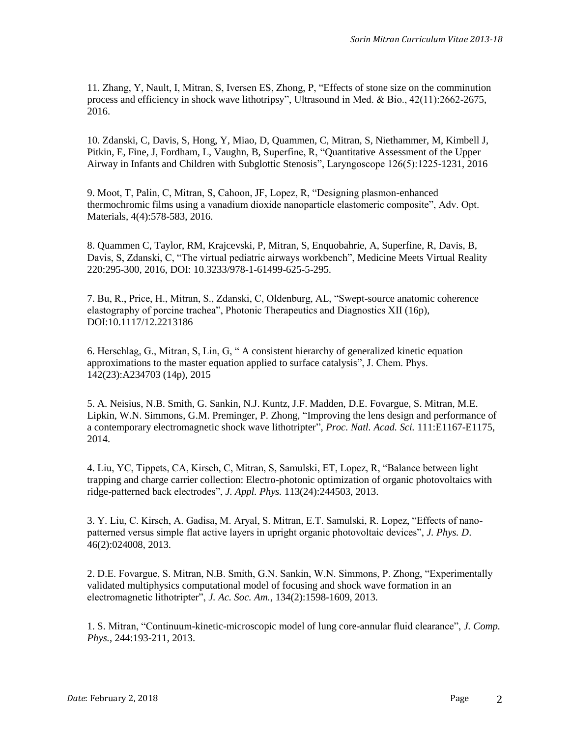11. Zhang, Y, Nault, I, Mitran, S, Iversen ES, Zhong, P, "Effects of stone size on the comminution process and efficiency in shock wave lithotripsy", Ultrasound in Med. & Bio., 42(11):2662-2675, 2016.

10. Zdanski, C, Davis, S, Hong, Y, Miao, D, Quammen, C, Mitran, S, Niethammer, M, Kimbell J, Pitkin, E, Fine, J, Fordham, L, Vaughn, B, Superfine, R, "Quantitative Assessment of the Upper Airway in Infants and Children with Subglottic Stenosis", Laryngoscope 126(5):1225-1231, 2016

9. Moot, T, Palin, C, Mitran, S, Cahoon, JF, Lopez, R, "Designing plasmon-enhanced thermochromic films using a vanadium dioxide nanoparticle elastomeric composite", Adv. Opt. Materials, 4(4):578-583, 2016.

8. Quammen C, Taylor, RM, Krajcevski, P, Mitran, S, Enquobahrie, A, Superfine, R, Davis, B, Davis, S, Zdanski, C, "The virtual pediatric airways workbench", Medicine Meets Virtual Reality 220:295-300, 2016, DOI: 10.3233/978-1-61499-625-5-295.

7. Bu, R., Price, H., Mitran, S., Zdanski, C, Oldenburg, AL, "Swept-source anatomic coherence elastography of porcine trachea", Photonic Therapeutics and Diagnostics XII (16p), DOI:10.1117/12.2213186

6. Herschlag, G., Mitran, S, Lin, G, " A consistent hierarchy of generalized kinetic equation approximations to the master equation applied to surface catalysis", J. Chem. Phys. 142(23):A234703 (14p), 2015

5. A. Neisius, N.B. Smith, G. Sankin, N.J. Kuntz, J.F. Madden, D.E. Fovargue, S. Mitran, M.E. Lipkin, W.N. Simmons, G.M. Preminger, P. Zhong, "Improving the lens design and performance of a contemporary electromagnetic shock wave lithotripter", *Proc. Natl. Acad. Sci.* 111:E1167-E1175, 2014.

4. Liu, YC, Tippets, CA, Kirsch, C, Mitran, S, Samulski, ET, Lopez, R, "Balance between light trapping and charge carrier collection: Electro-photonic optimization of organic photovoltaics with ridge-patterned back electrodes", *J. Appl. Phys.* 113(24):244503, 2013.

3. Y. Liu, C. Kirsch, A. Gadisa, M. Aryal, S. Mitran, E.T. Samulski, R. Lopez, "Effects of nano-patterned versus simple flat active layers in upright organic photovoltaic devices", *J. Phys. D*. 46(2):024008, 2013.

2. D.E. Fovargue, S. Mitran, N.B. Smith, G.N. Sankin, W.N. Simmons, P. Zhong, "Experimentally validated multiphysics computational model of focusing and shock wave formation in an electromagnetic lithotripter", *J. Ac. Soc. Am.*, 134(2):1598-1609, 2013.

1. S. Mitran, "Continuum-kinetic-microscopic model of lung core-annular fluid clearance", *J. Comp. Phys.*, 244:193-211, 2013.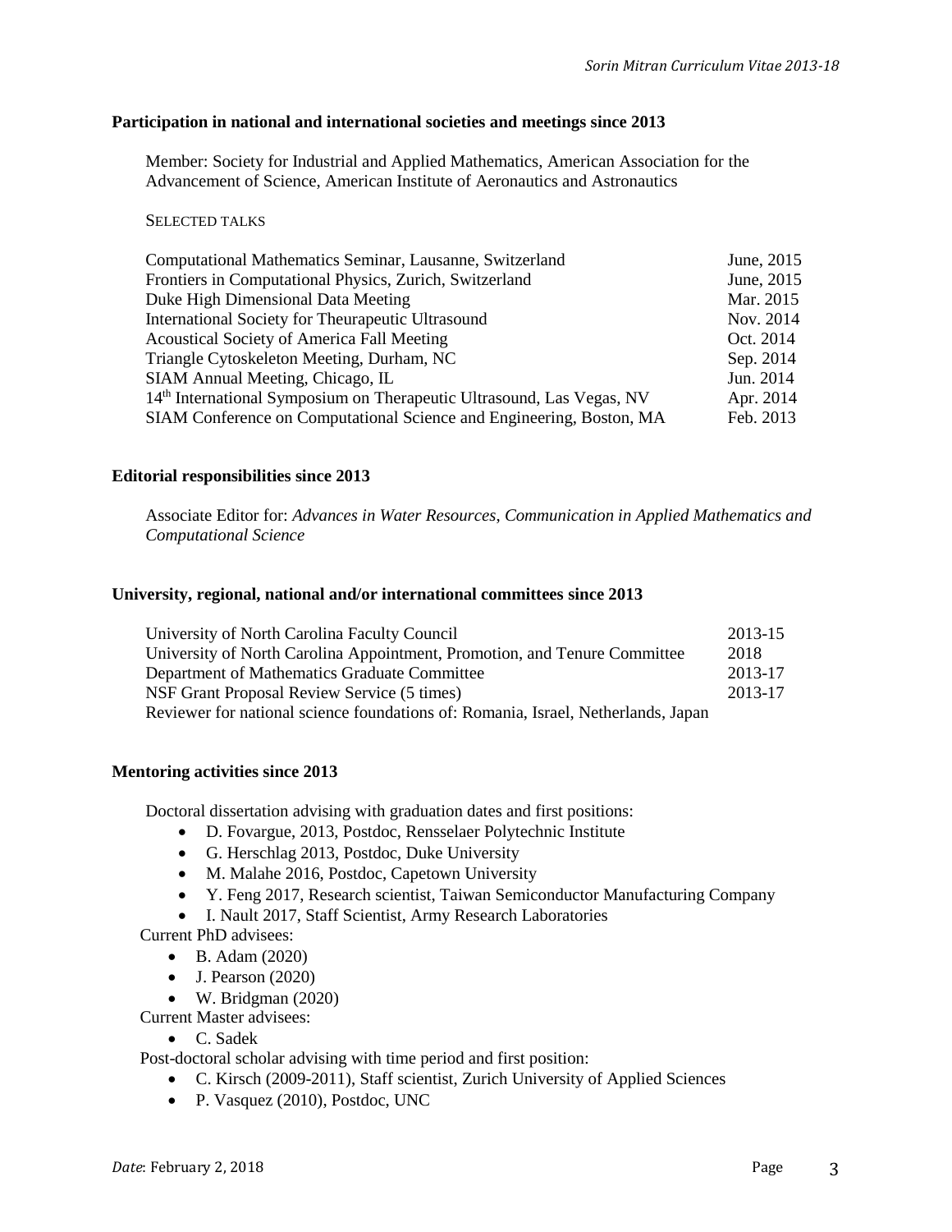**Participation in national and international societies and meetings since 2013**

Member: Society for Industrial and Applied Mathematics, American Association for the Advancement of Science, American Institute of Aeronautics and Astronautics

SELECTED TALKS

| | |
|---|---|
| Computational Mathematics Seminar, Lausanne, Switzerland | June, 2015 |
| Frontiers in Computational Physics, Zurich, Switzerland | June, 2015 |
| Duke High Dimensional Data Meeting | Mar. 2015 |
| International Society for Theurapeutic Ultrasound | Nov. 2014 |
| Acoustical Society of America Fall Meeting | Oct. 2014 |
| Triangle Cytoskeleton Meeting, Durham, NC | Sep. 2014 |
| SIAM Annual Meeting, Chicago, IL | Jun. 2014 |
| 14th International Symposium on Therapeutic Ultrasound, Las Vegas, NV | Apr. 2014 |
| SIAM Conference on Computational Science and Engineering, Boston, MA | Feb. 2013 |

**Editorial responsibilities since 2013**

Associate Editor for: *Advances in Water Resources*, *Communication in Applied Mathematics and Computational Science*

**University, regional, national and/or international committees since 2013**

| | |
|---|---|
| University of North Carolina Faculty Council | 2013-15 |
| University of North Carolina Appointment, Promotion, and Tenure Committee | 2018 |
| Department of Mathematics Graduate Committee | 2013-17 |
| NSF Grant Proposal Review Service (5 times) | 2013-17 |
| Reviewer for national science foundations of: Romania, Israel, Netherlands, Japan | |

**Mentoring activities since 2013**

Doctoral dissertation advising with graduation dates and first positions:

- D. Fovargue, 2013, Postdoc, Rensselaer Polytechnic Institute
- G. Herschlag 2013, Postdoc, Duke University
- M. Malahe 2016, Postdoc, Capetown University
- Y. Feng 2017, Research scientist, Taiwan Semiconductor Manufacturing Company
- I. Nault 2017, Staff Scientist, Army Research Laboratories

Current PhD advisees:

- B. Adam (2020)
- J. Pearson (2020)
- W. Bridgman (2020)

Current Master advisees:

- C. Sadek

Post-doctoral scholar advising with time period and first position:

- C. Kirsch (2009-2011), Staff scientist, Zurich University of Applied Sciences
- P. Vasquez (2010), Postdoc, UNC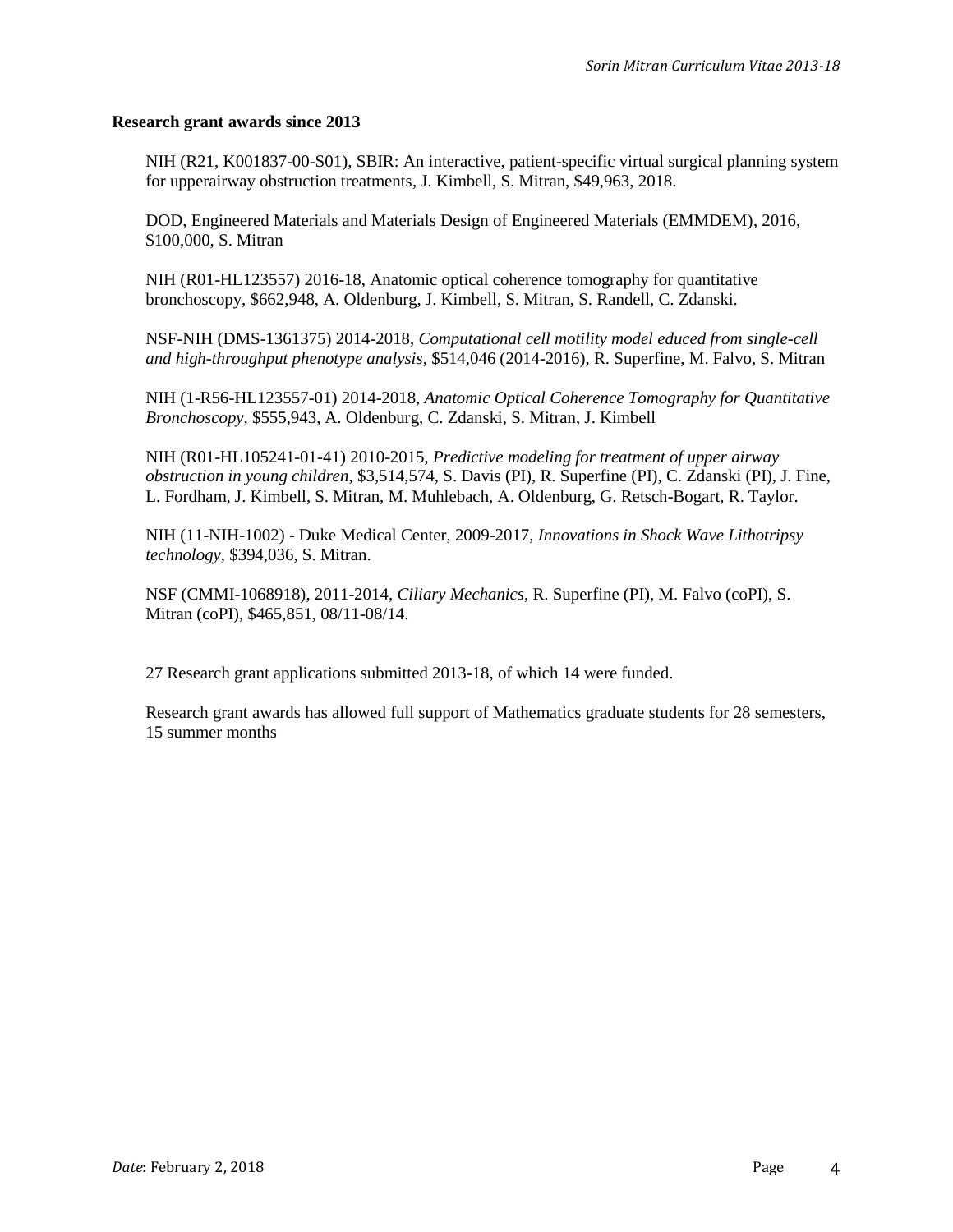**Research grant awards since 2013**

NIH (R21, K001837-00-S01), SBIR: An interactive, patient-specific virtual surgical planning system for upperairway obstruction treatments, J. Kimbell, S. Mitran, $49,963, 2018.

DOD, Engineered Materials and Materials Design of Engineered Materials (EMMDEM), 2016, $100,000, S. Mitran

NIH (R01-HL123557) 2016-18, Anatomic optical coherence tomography for quantitative bronchoscopy, $662,948, A. Oldenburg, J. Kimbell, S. Mitran, S. Randell, C. Zdanski.

NSF-NIH (DMS-1361375) 2014-2018, *Computational cell motility model educed from single-cell and high-throughput phenotype analysis*, $514,046 (2014-2016), R. Superfine, M. Falvo, S. Mitran

NIH (1-R56-HL123557-01) 2014-2018, *Anatomic Optical Coherence Tomography for Quantitative Bronchoscopy*, $555,943, A. Oldenburg, C. Zdanski, S. Mitran, J. Kimbell

NIH (R01-HL105241-01-41) 2010-2015, *Predictive modeling for treatment of upper airway obstruction in young children*, $3,514,574, S. Davis (PI), R. Superfine (PI), C. Zdanski (PI), J. Fine, L. Fordham, J. Kimbell, S. Mitran, M. Muhlebach, A. Oldenburg, G. Retsch-Bogart, R. Taylor.

NIH (11-NIH-1002) - Duke Medical Center, 2009-2017, *Innovations in Shock Wave Lithotripsy technology*, $394,036, S. Mitran.

NSF (CMMI-1068918), 2011-2014, *Ciliary Mechanics*, R. Superfine (PI), M. Falvo (coPI), S. Mitran (coPI), $465,851, 08/11-08/14.

27 Research grant applications submitted 2013-18, of which 14 were funded.

Research grant awards has allowed full support of Mathematics graduate students for 28 semesters, 15 summer months